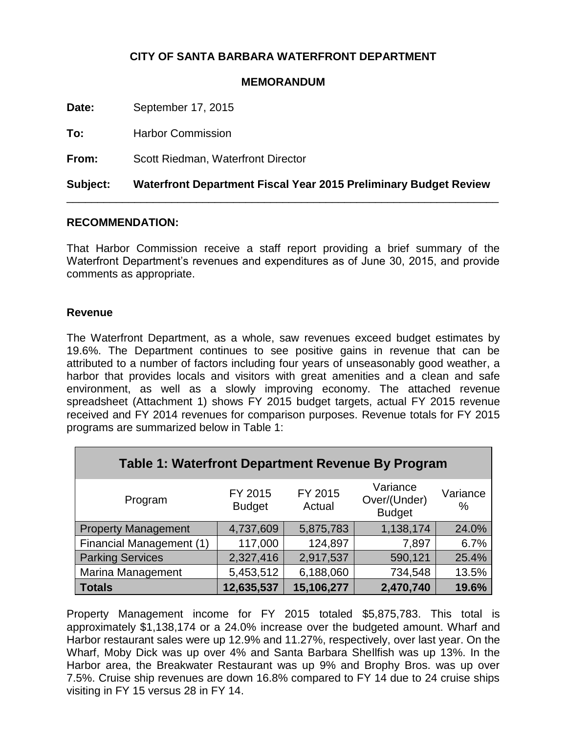**CITY OF SANTA BARBARA WATERFRONT DEPARTMENT**

**MEMORANDUM**

**Date:** September 17, 2015

**To:** Harbor Commission

**From:** Scott Riedman, Waterfront Director

**Subject: Waterfront Department Fiscal Year 2015 Preliminary Budget Review**

---

**RECOMMENDATION:**

That Harbor Commission receive a staff report providing a brief summary of the Waterfront Department's revenues and expenditures as of June 30, 2015, and provide comments as appropriate.

**Revenue**

The Waterfront Department, as a whole, saw revenues exceed budget estimates by 19.6%. The Department continues to see positive gains in revenue that can be attributed to a number of factors including four years of unseasonably good weather, a harbor that provides locals and visitors with great amenities and a clean and safe environment, as well as a slowly improving economy. The attached revenue spreadsheet (Attachment 1) shows FY 2015 budget targets, actual FY 2015 revenue received and FY 2014 revenues for comparison purposes. Revenue totals for FY 2015 programs are summarized below in Table 1:

**Table 1: Waterfront Department Revenue By Program**

| Program | FY 2015 Budget | FY 2015 Actual | Variance Over/(Under) Budget | Variance % |
|---|---|---|---|---|
| Property Management | 4,737,609 | 5,875,783 | 1,138,174 | 24.0% |
| Financial Management (1) | 117,000 | 124,897 | 7,897 | 6.7% |
| Parking Services | 2,327,416 | 2,917,537 | 590,121 | 25.4% |
| Marina Management | 5,453,512 | 6,188,060 | 734,548 | 13.5% |
| **Totals** | **12,635,537** | **15,106,277** | **2,470,740** | **19.6%** |

Property Management income for FY 2015 totaled $5,875,783. This total is approximately $1,138,174 or a 24.0% increase over the budgeted amount. Wharf and Harbor restaurant sales were up 12.9% and 11.27%, respectively, over last year. On the Wharf, Moby Dick was up over 4% and Santa Barbara Shellfish was up 13%. In the Harbor area, the Breakwater Restaurant was up 9% and Brophy Bros. was up over 7.5%. Cruise ship revenues are down 16.8% compared to FY 14 due to 24 cruise ships visiting in FY 15 versus 28 in FY 14.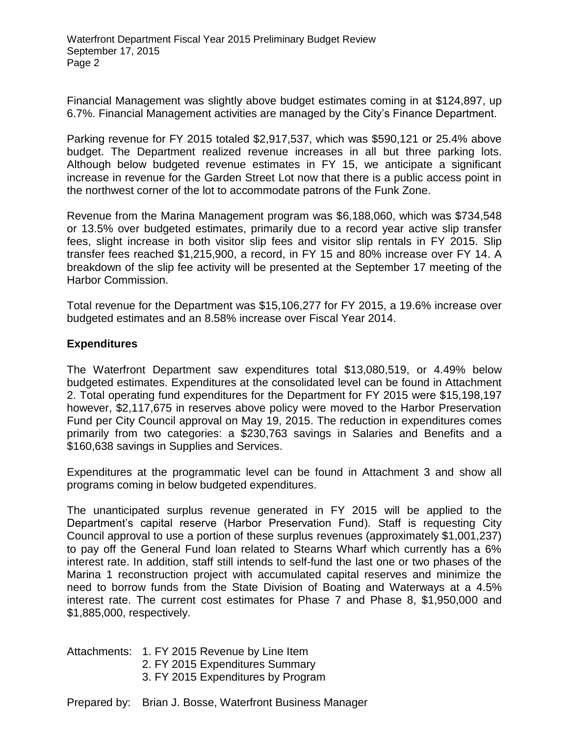Financial Management was slightly above budget estimates coming in at $124,897, up 6.7%. Financial Management activities are managed by the City's Finance Department.

Parking revenue for FY 2015 totaled $2,917,537, which was $590,121 or 25.4% above budget. The Department realized revenue increases in all but three parking lots. Although below budgeted revenue estimates in FY 15, we anticipate a significant increase in revenue for the Garden Street Lot now that there is a public access point in the northwest corner of the lot to accommodate patrons of the Funk Zone.

Revenue from the Marina Management program was $6,188,060, which was $734,548 or 13.5% over budgeted estimates, primarily due to a record year active slip transfer fees, slight increase in both visitor slip fees and visitor slip rentals in FY 2015. Slip transfer fees reached $1,215,900, a record, in FY 15 and 80% increase over FY 14. A breakdown of the slip fee activity will be presented at the September 17 meeting of the Harbor Commission.

Total revenue for the Department was $15,106,277 for FY 2015, a 19.6% increase over budgeted estimates and an 8.58% increase over Fiscal Year 2014.

## Expenditures

The Waterfront Department saw expenditures total $13,080,519, or 4.49% below budgeted estimates. Expenditures at the consolidated level can be found in Attachment 2. Total operating fund expenditures for the Department for FY 2015 were $15,198,197 however, $2,117,675 in reserves above policy were moved to the Harbor Preservation Fund per City Council approval on May 19, 2015. The reduction in expenditures comes primarily from two categories: a $230,763 savings in Salaries and Benefits and a $160,638 savings in Supplies and Services.

Expenditures at the programmatic level can be found in Attachment 3 and show all programs coming in below budgeted expenditures.

The unanticipated surplus revenue generated in FY 2015 will be applied to the Department's capital reserve (Harbor Preservation Fund). Staff is requesting City Council approval to use a portion of these surplus revenues (approximately $1,001,237) to pay off the General Fund loan related to Stearns Wharf which currently has a 6% interest rate. In addition, staff still intends to self-fund the last one or two phases of the Marina 1 reconstruction project with accumulated capital reserves and minimize the need to borrow funds from the State Division of Boating and Waterways at a 4.5% interest rate. The current cost estimates for Phase 7 and Phase 8, $1,950,000 and $1,885,000, respectively.

Attachments:
1. FY 2015 Revenue by Line Item
2. FY 2015 Expenditures Summary
3. FY 2015 Expenditures by Program

Prepared by: Brian J. Bosse, Waterfront Business Manager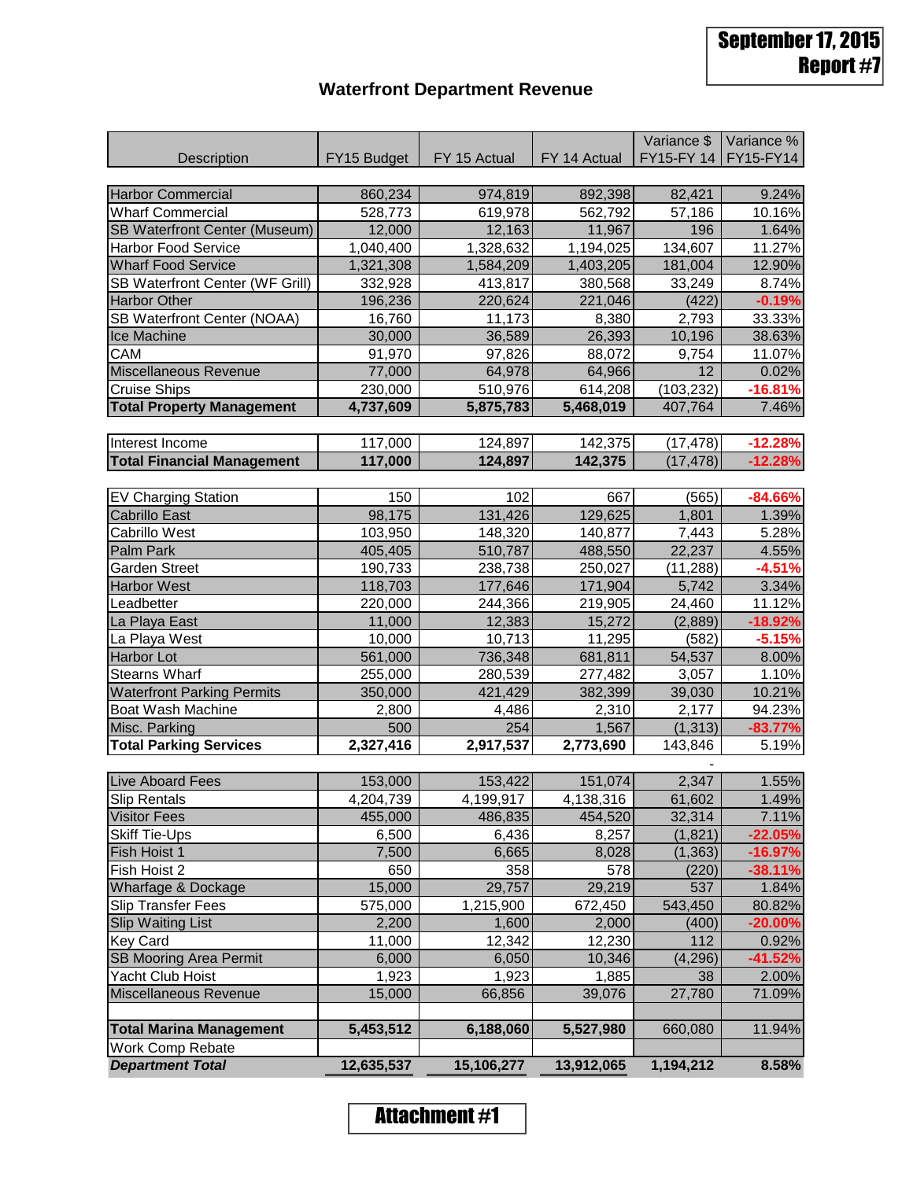September 17, 2015
Report #7

# Waterfront Department Revenue

| Description | FY15 Budget | FY 15 Actual | FY 14 Actual | Variance $ FY15-FY 14 | Variance % FY15-FY14 |
|---|---|---|---|---|---|
| Harbor Commercial | 860,234 | 974,819 | 892,398 | 82,421 | 9.24% |
| Wharf Commercial | 528,773 | 619,978 | 562,792 | 57,186 | 10.16% |
| SB Waterfront Center (Museum) | 12,000 | 12,163 | 11,967 | 196 | 1.64% |
| Harbor Food Service | 1,040,400 | 1,328,632 | 1,194,025 | 134,607 | 11.27% |
| Wharf Food Service | 1,321,308 | 1,584,209 | 1,403,205 | 181,004 | 12.90% |
| SB Waterfront Center (WF Grill) | 332,928 | 413,817 | 380,568 | 33,249 | 8.74% |
| Harbor Other | 196,236 | 220,624 | 221,046 | (422) | -0.19% |
| SB Waterfront Center (NOAA) | 16,760 | 11,173 | 8,380 | 2,793 | 33.33% |
| Ice Machine | 30,000 | 36,589 | 26,393 | 10,196 | 38.63% |
| CAM | 91,970 | 97,826 | 88,072 | 9,754 | 11.07% |
| Miscellaneous Revenue | 77,000 | 64,978 | 64,966 | 12 | 0.02% |
| Cruise Ships | 230,000 | 510,976 | 614,208 | (103,232) | -16.81% |
| **Total Property Management** | **4,737,609** | **5,875,783** | **5,468,019** | 407,764 | 7.46% |
| | | | | | |
| Interest Income | 117,000 | 124,897 | 142,375 | (17,478) | -12.28% |
| **Total Financial Management** | **117,000** | **124,897** | **142,375** | (17,478) | -12.28% |
| | | | | | |
| EV Charging Station | 150 | 102 | 667 | (565) | -84.66% |
| Cabrillo East | 98,175 | 131,426 | 129,625 | 1,801 | 1.39% |
| Cabrillo West | 103,950 | 148,320 | 140,877 | 7,443 | 5.28% |
| Palm Park | 405,405 | 510,787 | 488,550 | 22,237 | 4.55% |
| Garden Street | 190,733 | 238,738 | 250,027 | (11,288) | -4.51% |
| Harbor West | 118,703 | 177,646 | 171,904 | 5,742 | 3.34% |
| Leadbetter | 220,000 | 244,366 | 219,905 | 24,460 | 11.12% |
| La Playa East | 11,000 | 12,383 | 15,272 | (2,889) | -18.92% |
| La Playa West | 10,000 | 10,713 | 11,295 | (582) | -5.15% |
| Harbor Lot | 561,000 | 736,348 | 681,811 | 54,537 | 8.00% |
| Stearns Wharf | 255,000 | 280,539 | 277,482 | 3,057 | 1.10% |
| Waterfront Parking Permits | 350,000 | 421,429 | 382,399 | 39,030 | 10.21% |
| Boat Wash Machine | 2,800 | 4,486 | 2,310 | 2,177 | 94.23% |
| Misc. Parking | 500 | 254 | 1,567 | (1,313) | -83.77% |
| **Total Parking Services** | **2,327,416** | **2,917,537** | **2,773,690** | 143,846 | 5.19% |
| | | | | - | |
| Live Aboard Fees | 153,000 | 153,422 | 151,074 | 2,347 | 1.55% |
| Slip Rentals | 4,204,739 | 4,199,917 | 4,138,316 | 61,602 | 1.49% |
| Visitor Fees | 455,000 | 486,835 | 454,520 | 32,314 | 7.11% |
| Skiff Tie-Ups | 6,500 | 6,436 | 8,257 | (1,821) | -22.05% |
| Fish Hoist 1 | 7,500 | 6,665 | 8,028 | (1,363) | -16.97% |
| Fish Hoist 2 | 650 | 358 | 578 | (220) | -38.11% |
| Wharfage & Dockage | 15,000 | 29,757 | 29,219 | 537 | 1.84% |
| Slip Transfer Fees | 575,000 | 1,215,900 | 672,450 | 543,450 | 80.82% |
| Slip Waiting List | 2,200 | 1,600 | 2,000 | (400) | -20.00% |
| Key Card | 11,000 | 12,342 | 12,230 | 112 | 0.92% |
| SB Mooring Area Permit | 6,000 | 6,050 | 10,346 | (4,296) | -41.52% |
| Yacht Club Hoist | 1,923 | 1,923 | 1,885 | 38 | 2.00% |
| Miscellaneous Revenue | 15,000 | 66,856 | 39,076 | 27,780 | 71.09% |
| | | | | | |
| **Total Marina Management** | **5,453,512** | **6,188,060** | **5,527,980** | 660,080 | 11.94% |
| Work Comp Rebate | | | | | |
| ***Department Total*** | **12,635,537** | **15,106,277** | **13,912,065** | **1,194,212** | **8.58%** |

Attachment #1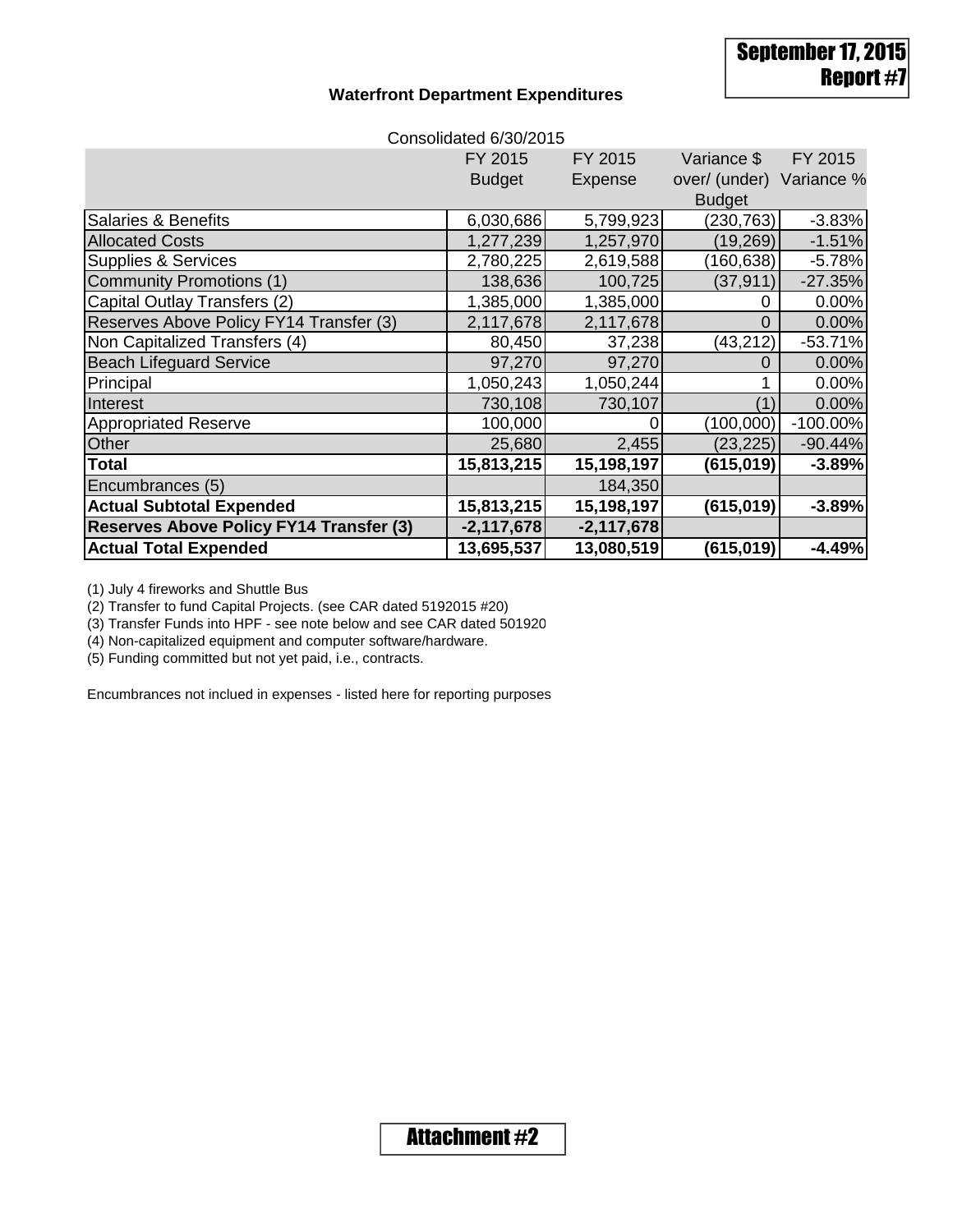September 17, 2015
Report #7

## Waterfront Department Expenditures

Consolidated 6/30/2015

| | FY 2015 Budget | FY 2015 Expense | Variance $ over/ (under) Budget | FY 2015 Variance % |
|---|---|---|---|---|
| Salaries & Benefits | 6,030,686 | 5,799,923 | (230,763) | -3.83% |
| Allocated Costs | 1,277,239 | 1,257,970 | (19,269) | -1.51% |
| Supplies & Services | 2,780,225 | 2,619,588 | (160,638) | -5.78% |
| Community Promotions (1) | 138,636 | 100,725 | (37,911) | -27.35% |
| Capital Outlay Transfers (2) | 1,385,000 | 1,385,000 | 0 | 0.00% |
| Reserves Above Policy FY14 Transfer (3) | 2,117,678 | 2,117,678 | 0 | 0.00% |
| Non Capitalized Transfers (4) | 80,450 | 37,238 | (43,212) | -53.71% |
| Beach Lifeguard Service | 97,270 | 97,270 | 0 | 0.00% |
| Principal | 1,050,243 | 1,050,244 | 1 | 0.00% |
| Interest | 730,108 | 730,107 | (1) | 0.00% |
| Appropriated Reserve | 100,000 | 0 | (100,000) | -100.00% |
| Other | 25,680 | 2,455 | (23,225) | -90.44% |
| **Total** | **15,813,215** | **15,198,197** | **(615,019)** | **-3.89%** |
| Encumbrances (5) | | 184,350 | | |
| **Actual Subtotal Expended** | **15,813,215** | **15,198,197** | **(615,019)** | **-3.89%** |
| **Reserves Above Policy FY14 Transfer (3)** | **-2,117,678** | **-2,117,678** | | |
| **Actual Total Expended** | **13,695,537** | **13,080,519** | **(615,019)** | **-4.49%** |

(1) July 4 fireworks and Shuttle Bus
(2) Transfer to fund Capital Projects. (see CAR dated 5192015 #20)
(3) Transfer Funds into HPF - see note below and see CAR dated 501920
(4) Non-capitalized equipment and computer software/hardware.
(5) Funding committed but not yet paid, i.e., contracts.

Encumbrances not inclued in expenses - listed here for reporting purposes

Attachment #2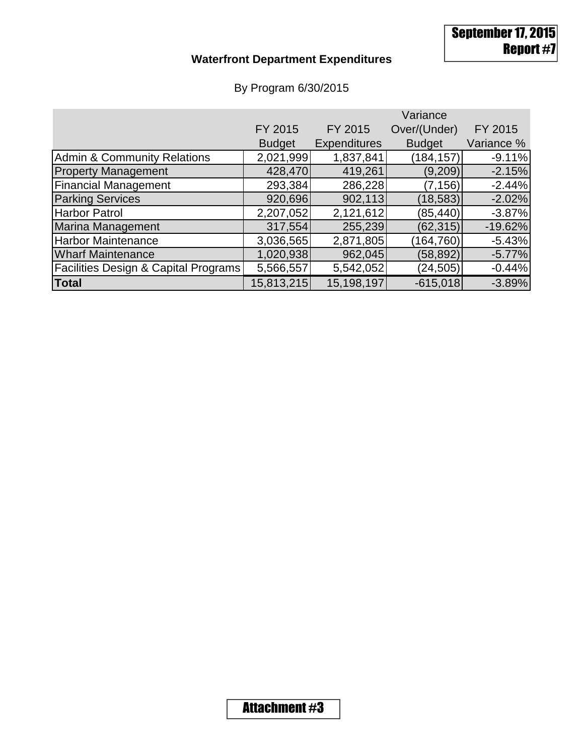September 17, 2015
Report #7

**Waterfront Department Expenditures**

By Program 6/30/2015

| | FY 2015 Budget | FY 2015 Expenditures | Variance Over/(Under) Budget | FY 2015 Variance % |
|---|---|---|---|---|
| Admin & Community Relations | 2,021,999 | 1,837,841 | (184,157) | -9.11% |
| Property Management | 428,470 | 419,261 | (9,209) | -2.15% |
| Financial Management | 293,384 | 286,228 | (7,156) | -2.44% |
| Parking Services | 920,696 | 902,113 | (18,583) | -2.02% |
| Harbor Patrol | 2,207,052 | 2,121,612 | (85,440) | -3.87% |
| Marina Management | 317,554 | 255,239 | (62,315) | -19.62% |
| Harbor Maintenance | 3,036,565 | 2,871,805 | (164,760) | -5.43% |
| Wharf Maintenance | 1,020,938 | 962,045 | (58,892) | -5.77% |
| Facilities Design & Capital Programs | 5,566,557 | 5,542,052 | (24,505) | -0.44% |
| **Total** | 15,813,215 | 15,198,197 | -615,018 | -3.89% |

Attachment #3